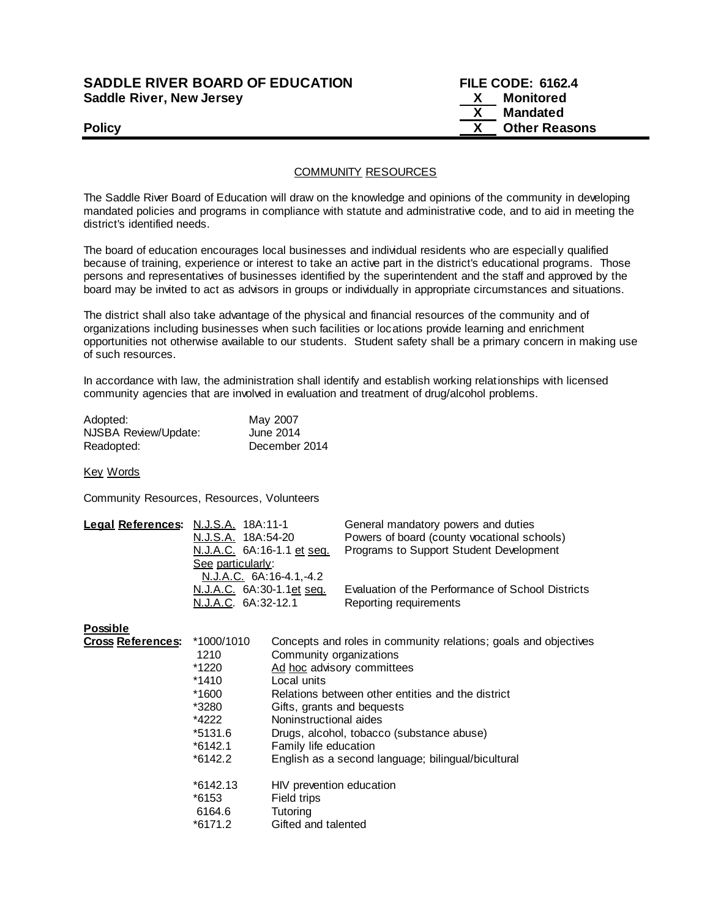**SADDLE RIVER BOARD OF EDUCATION**
**Saddle River, New Jersey**

**Policy**

**FILE CODE: 6162.4**
**X Monitored**
**X Mandated**
**X Other Reasons**

## COMMUNITY RESOURCES

The Saddle River Board of Education will draw on the knowledge and opinions of the community in developing mandated policies and programs in compliance with statute and administrative code, and to aid in meeting the district's identified needs.

The board of education encourages local businesses and individual residents who are especially qualified because of training, experience or interest to take an active part in the district's educational programs. Those persons and representatives of businesses identified by the superintendent and the staff and approved by the board may be invited to act as advisors in groups or individually in appropriate circumstances and situations.

The district shall also take advantage of the physical and financial resources of the community and of organizations including businesses when such facilities or locations provide learning and enrichment opportunities not otherwise available to our students. Student safety shall be a primary concern in making use of such resources.

In accordance with law, the administration shall identify and establish working relationships with licensed community agencies that are involved in evaluation and treatment of drug/alcohol problems.

| | |
|---|---|
| Adopted: | May 2007 |
| NJSBA Review/Update: | June 2014 |
| Readopted: | December 2014 |

Key Words

Community Resources, Resources, Volunteers

**Legal References:**

| | |
|---|---|
| N.J.S.A. 18A:11-1 | General mandatory powers and duties |
| N.J.S.A. 18A:54-20 | Powers of board (county vocational schools) |
| N.J.A.C. 6A:16-1.1 et seq. | Programs to Support Student Development |
| See particularly: N.J.A.C. 6A:16-4.1,-4.2 | |
| N.J.A.C. 6A:30-1.1et seq. | Evaluation of the Performance of School Districts |
| N.J.A.C. 6A:32-12.1 | Reporting requirements |

**Possible Cross References:**

| | |
|---|---|
| *1000/1010 | Concepts and roles in community relations; goals and objectives |
| 1210 | Community organizations |
| *1220 | Ad hoc advisory committees |
| *1410 | Local units |
| *1600 | Relations between other entities and the district |
| *3280 | Gifts, grants and bequests |
| *4222 | Noninstructional aides |
| *5131.6 | Drugs, alcohol, tobacco (substance abuse) |
| *6142.1 | Family life education |
| *6142.2 | English as a second language; bilingual/bicultural |
| *6142.13 | HIV prevention education |
| *6153 | Field trips |
| 6164.6 | Tutoring |
| *6171.2 | Gifted and talented |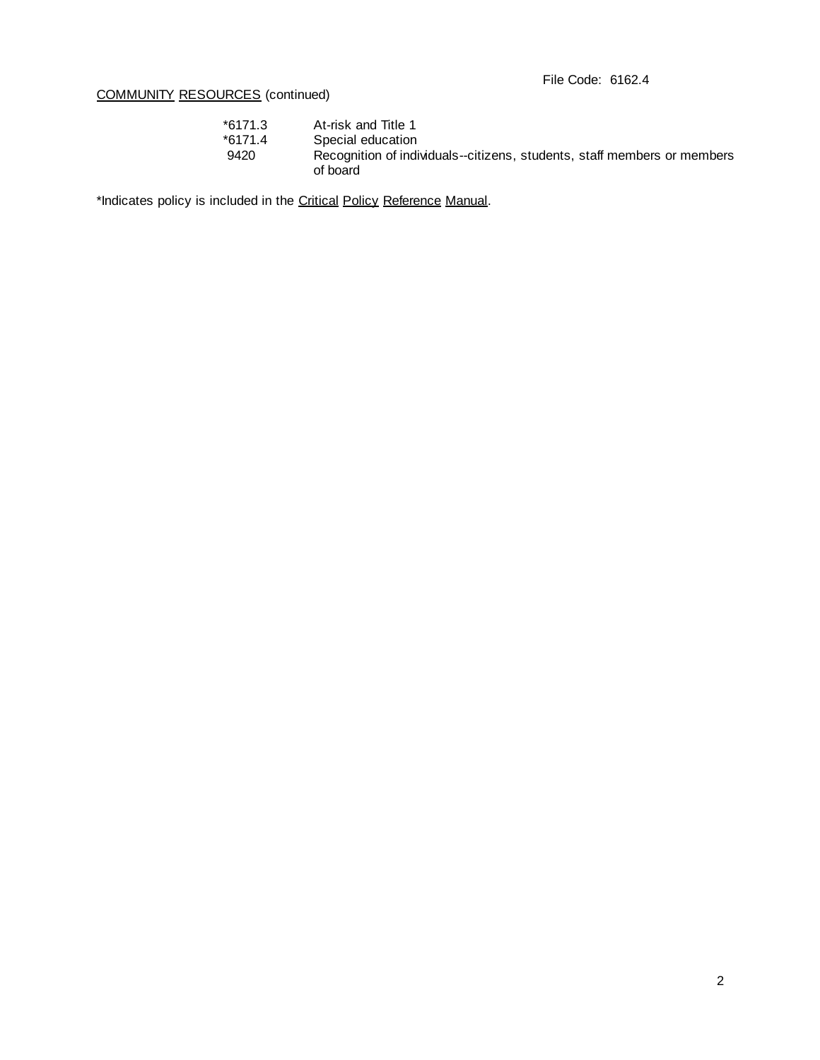COMMUNITY RESOURCES (continued)

| | |
|---|---|
| *6171.3 | At-risk and Title 1 |
| *6171.4 | Special education |
| 9420 | Recognition of individuals--citizens, students, staff members or members of board |

*Indicates policy is included in the Critical Policy Reference Manual.